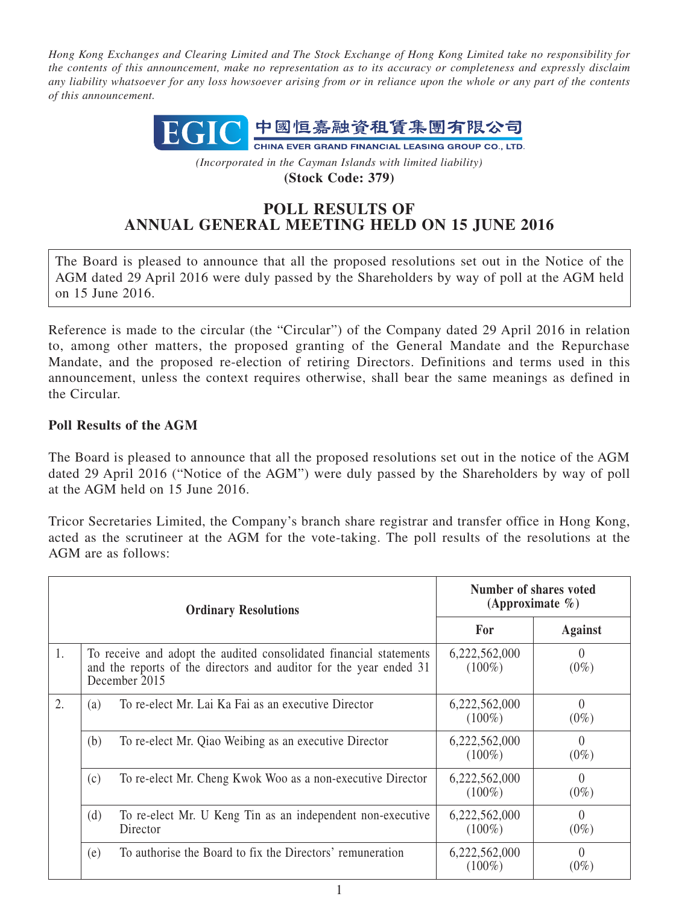*Hong Kong Exchanges and Clearing Limited and The Stock Exchange of Hong Kong Limited take no responsibility for the contents of this announcement, make no representation as to its accuracy or completeness and expressly disclaim any liability whatsoever for any loss howsoever arising from or in reliance upon the whole or any part of the contents of this announcement.*

**EGIC 中國恒嘉融資租賃集團有限公司**
**CHINA EVER GRAND FINANCIAL LEASING GROUP CO., LTD.**

*(Incorporated in the Cayman Islands with limited liability)*
**(Stock Code: 379)**

# POLL RESULTS OF ANNUAL GENERAL MEETING HELD ON 15 JUNE 2016

The Board is pleased to announce that all the proposed resolutions set out in the Notice of the AGM dated 29 April 2016 were duly passed by the Shareholders by way of poll at the AGM held on 15 June 2016.

Reference is made to the circular (the "Circular") of the Company dated 29 April 2016 in relation to, among other matters, the proposed granting of the General Mandate and the Repurchase Mandate, and the proposed re-election of retiring Directors. Definitions and terms used in this announcement, unless the context requires otherwise, shall bear the same meanings as defined in the Circular.

**Poll Results of the AGM**

The Board is pleased to announce that all the proposed resolutions set out in the notice of the AGM dated 29 April 2016 ("Notice of the AGM") were duly passed by the Shareholders by way of poll at the AGM held on 15 June 2016.

Tricor Secretaries Limited, the Company's branch share registrar and transfer office in Hong Kong, acted as the scrutineer at the AGM for the vote-taking. The poll results of the resolutions at the AGM are as follows:

| | Ordinary Resolutions | Number of shares voted (Approximate %) | |
|---|---|---|---|
| | | **For** | **Against** |
| 1. | To receive and adopt the audited consolidated financial statements and the reports of the directors and auditor for the year ended 31 December 2015 | 6,222,562,000 (100%) | 0 (0%) |
| 2. | (a) To re-elect Mr. Lai Ka Fai as an executive Director | 6,222,562,000 (100%) | 0 (0%) |
| | (b) To re-elect Mr. Qiao Weibing as an executive Director | 6,222,562,000 (100%) | 0 (0%) |
| | (c) To re-elect Mr. Cheng Kwok Woo as a non-executive Director | 6,222,562,000 (100%) | 0 (0%) |
| | (d) To re-elect Mr. U Keng Tin as an independent non-executive Director | 6,222,562,000 (100%) | 0 (0%) |
| | (e) To authorise the Board to fix the Directors' remuneration | 6,222,562,000 (100%) | 0 (0%) |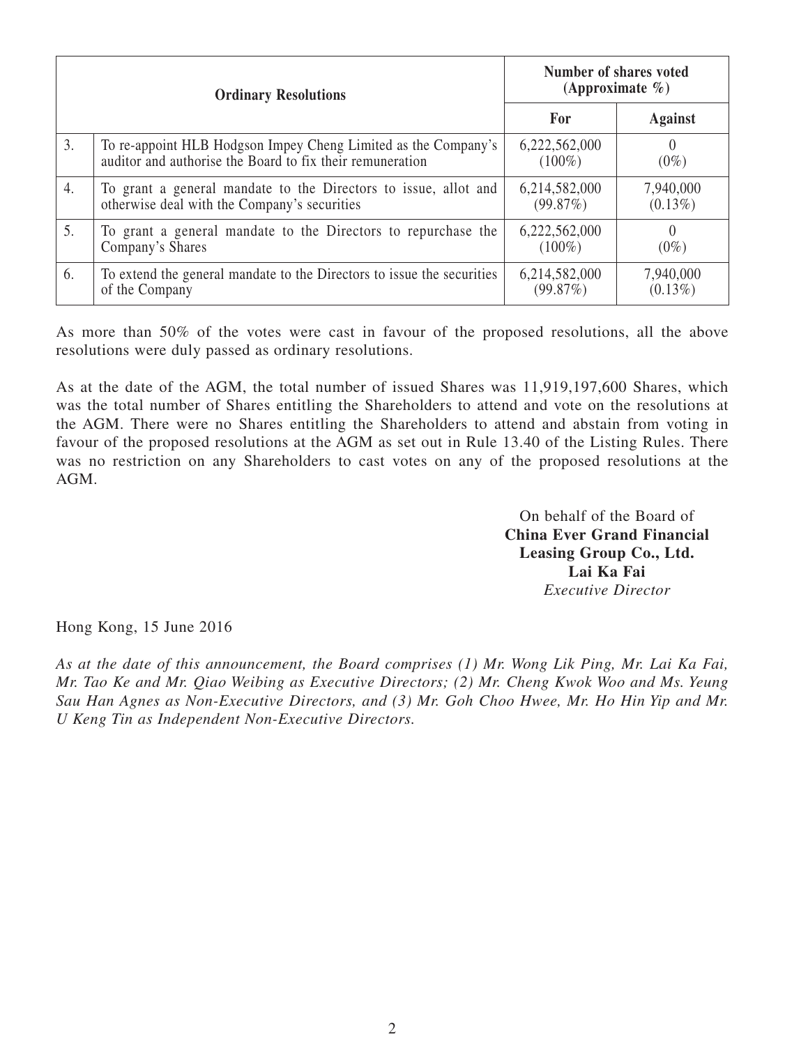| Ordinary Resolutions | | Number of shares voted (Approximate %) | |
|---|---|---|---|
| | | For | Against |
| 3. | To re-appoint HLB Hodgson Impey Cheng Limited as the Company's auditor and authorise the Board to fix their remuneration | 6,222,562,000 (100%) | 0 (0%) |
| 4. | To grant a general mandate to the Directors to issue, allot and otherwise deal with the Company's securities | 6,214,582,000 (99.87%) | 7,940,000 (0.13%) |
| 5. | To grant a general mandate to the Directors to repurchase the Company's Shares | 6,222,562,000 (100%) | 0 (0%) |
| 6. | To extend the general mandate to the Directors to issue the securities of the Company | 6,214,582,000 (99.87%) | 7,940,000 (0.13%) |

As more than 50% of the votes were cast in favour of the proposed resolutions, all the above resolutions were duly passed as ordinary resolutions.

As at the date of the AGM, the total number of issued Shares was 11,919,197,600 Shares, which was the total number of Shares entitling the Shareholders to attend and vote on the resolutions at the AGM. There were no Shares entitling the Shareholders to attend and abstain from voting in favour of the proposed resolutions at the AGM as set out in Rule 13.40 of the Listing Rules. There was no restriction on any Shareholders to cast votes on any of the proposed resolutions at the AGM.

On behalf of the Board of
**China Ever Grand Financial Leasing Group Co., Ltd.**
**Lai Ka Fai**
*Executive Director*

Hong Kong, 15 June 2016

*As at the date of this announcement, the Board comprises (1) Mr. Wong Lik Ping, Mr. Lai Ka Fai, Mr. Tao Ke and Mr. Qiao Weibing as Executive Directors; (2) Mr. Cheng Kwok Woo and Ms. Yeung Sau Han Agnes as Non-Executive Directors, and (3) Mr. Goh Choo Hwee, Mr. Ho Hin Yip and Mr. U Keng Tin as Independent Non-Executive Directors.*